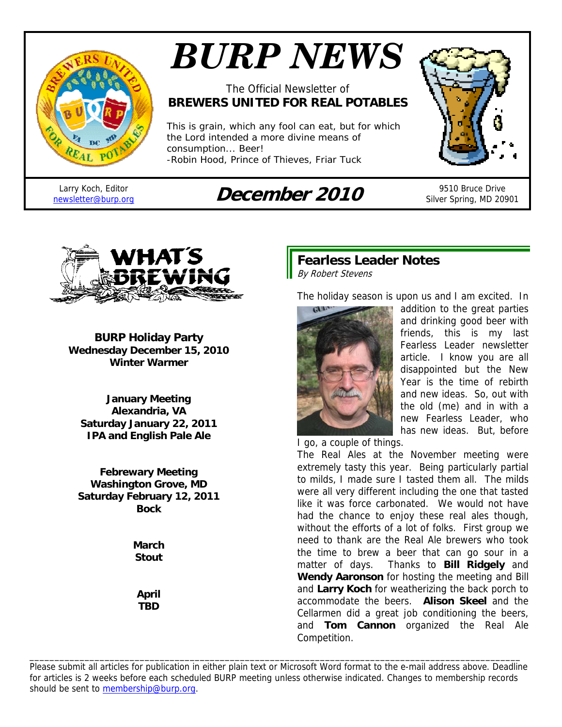# BURP NEWS

The Official Newsletter of
**BREWERS UNITED FOR REAL POTABLES**

This is grain, which any fool can eat, but for which the Lord intended a more divine means of consumption... Beer!
-Robin Hood, Prince of Thieves, Friar Tuck

Larry Koch, Editor
newsletter@burp.org

## December 2010

9510 Bruce Drive
Silver Spring, MD 20901

## WHAT'S BREWING

**BURP Holiday Party**
**Wednesday December 15, 2010**
**Winter Warmer**

**January Meeting**
**Alexandria, VA**
**Saturday January 22, 2011**
**IPA and English Pale Ale**

**Febrewary Meeting**
**Washington Grove, MD**
**Saturday February 12, 2011**
**Bock**

**March**
**Stout**

**April**
**TBD**

## Fearless Leader Notes

*By Robert Stevens*

The holiday season is upon us and I am excited. In addition to the great parties and drinking good beer with friends, this is my last Fearless Leader newsletter article. I know you are all disappointed but the New Year is the time of rebirth and new ideas. So, out with the old (me) and in with a new Fearless Leader, who has new ideas. But, before I go, a couple of things.

The Real Ales at the November meeting were extremely tasty this year. Being particularly partial to milds, I made sure I tasted them all. The milds were all very different including the one that tasted like it was force carbonated. We would not have had the chance to enjoy these real ales though, without the efforts of a lot of folks. First group we need to thank are the Real Ale brewers who took the time to brew a beer that can go sour in a matter of days. Thanks to **Bill Ridgely** and **Wendy Aaronson** for hosting the meeting and Bill and **Larry Koch** for weatherizing the back porch to accommodate the beers. **Alison Skeel** and the Cellarmen did a great job conditioning the beers, and **Tom Cannon** organized the Real Ale Competition.

---

Please submit all articles for publication in either plain text or Microsoft Word format to the e-mail address above. Deadline for articles is 2 weeks before each scheduled BURP meeting unless otherwise indicated. Changes to membership records should be sent to membership@burp.org.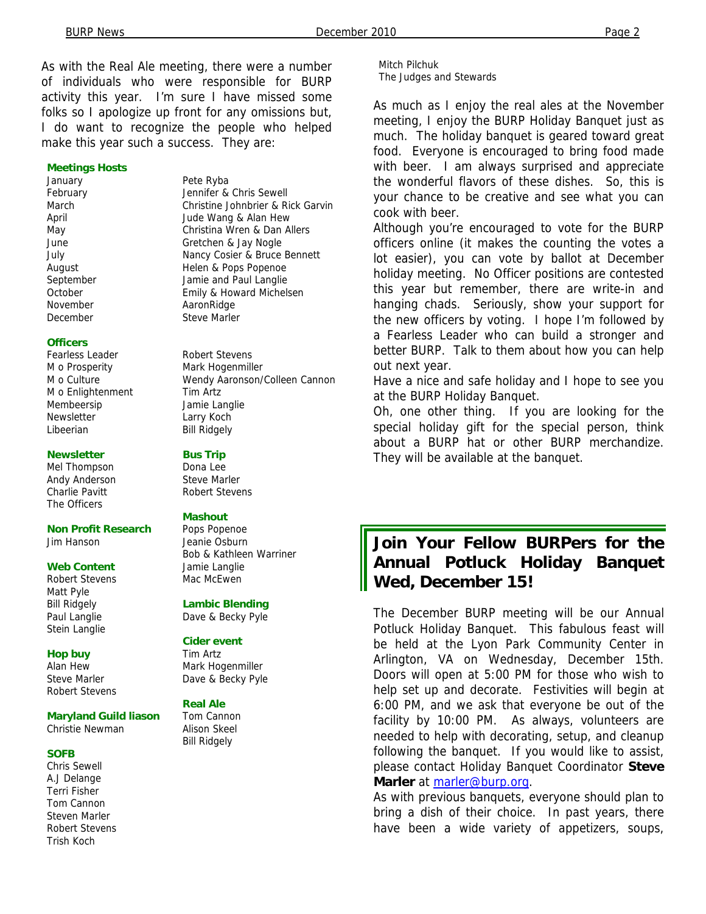As with the Real Ale meeting, there were a number of individuals who were responsible for BURP activity this year. I'm sure I have missed some folks so I apologize up front for any omissions but, I do want to recognize the people who helped make this year such a success. They are:

**Meetings Hosts**

| | |
|---|---|
| January | Pete Ryba |
| February | Jennifer & Chris Sewell |
| March | Christine Johnbrier & Rick Garvin |
| April | Jude Wang & Alan Hew |
| May | Christina Wren & Dan Allers |
| June | Gretchen & Jay Nogle |
| July | Nancy Cosier & Bruce Bennett |
| August | Helen & Pops Popenoe |
| September | Jamie and Paul Langlie |
| October | Emily & Howard Michelsen |
| November | AaronRidge |
| December | Steve Marler |

**Officers**

| | |
|---|---|
| Fearless Leader | Robert Stevens |
| M o Prosperity | Mark Hogenmiller |
| M o Culture | Wendy Aaronson/Colleen Cannon |
| M o Enlightenment | Tim Artz |
| Membeership | Jamie Langlie |
| Newsletter | Larry Koch |
| Libeerian | Bill Ridgely |

**Newsletter**
Mel Thompson
Andy Anderson
Charlie Pavitt
The Officers

**Non Profit Research**
Jim Hanson

**Web Content**
Robert Stevens
Matt Pyle
Bill Ridgely
Paul Langlie
Stein Langlie

**Hop buy**
Alan Hew
Steve Marler
Robert Stevens

**Maryland Guild liason**
Christie Newman

**SOFB**
Chris Sewell
A.J Delange
Terri Fisher
Tom Cannon
Steven Marler
Robert Stevens
Trish Koch

**Bus Trip**
Dona Lee
Steve Marler
Robert Stevens

**Mashout**
Pops Popenoe
Jeanie Osburn
Bob & Kathleen Warriner
Jamie Langlie
Mac McEwen

**Lambic Blending**
Dave & Becky Pyle

**Cider event**
Tim Artz
Mark Hogenmiller
Dave & Becky Pyle

**Real Ale**
Tom Cannon
Alison Skeel
Bill Ridgely
Mitch Pilchuk
The Judges and Stewards

As much as I enjoy the real ales at the November meeting, I enjoy the BURP Holiday Banquet just as much. The holiday banquet is geared toward great food. Everyone is encouraged to bring food made with beer. I am always surprised and appreciate the wonderful flavors of these dishes. So, this is your chance to be creative and see what you can cook with beer.

Although you're encouraged to vote for the BURP officers online (it makes the counting the votes a lot easier), you can vote by ballot at December holiday meeting. No Officer positions are contested this year but remember, there are write-in and hanging chads. Seriously, show your support for the new officers by voting. I hope I'm followed by a Fearless Leader who can build a stronger and better BURP. Talk to them about how you can help out next year.

Have a nice and safe holiday and I hope to see you at the BURP Holiday Banquet.

Oh, one other thing. If you are looking for the special holiday gift for the special person, think about a BURP hat or other BURP merchandize. They will be available at the banquet.

## Join Your Fellow BURPers for the Annual Potluck Holiday Banquet Wed, December 15!

The December BURP meeting will be our Annual Potluck Holiday Banquet. This fabulous feast will be held at the Lyon Park Community Center in Arlington, VA on Wednesday, December 15th. Doors will open at 5:00 PM for those who wish to help set up and decorate. Festivities will begin at 6:00 PM, and we ask that everyone be out of the facility by 10:00 PM. As always, volunteers are needed to help with decorating, setup, and cleanup following the banquet. If you would like to assist, please contact Holiday Banquet Coordinator **Steve Marler** at marler@burp.org.

As with previous banquets, everyone should plan to bring a dish of their choice. In past years, there have been a wide variety of appetizers, soups,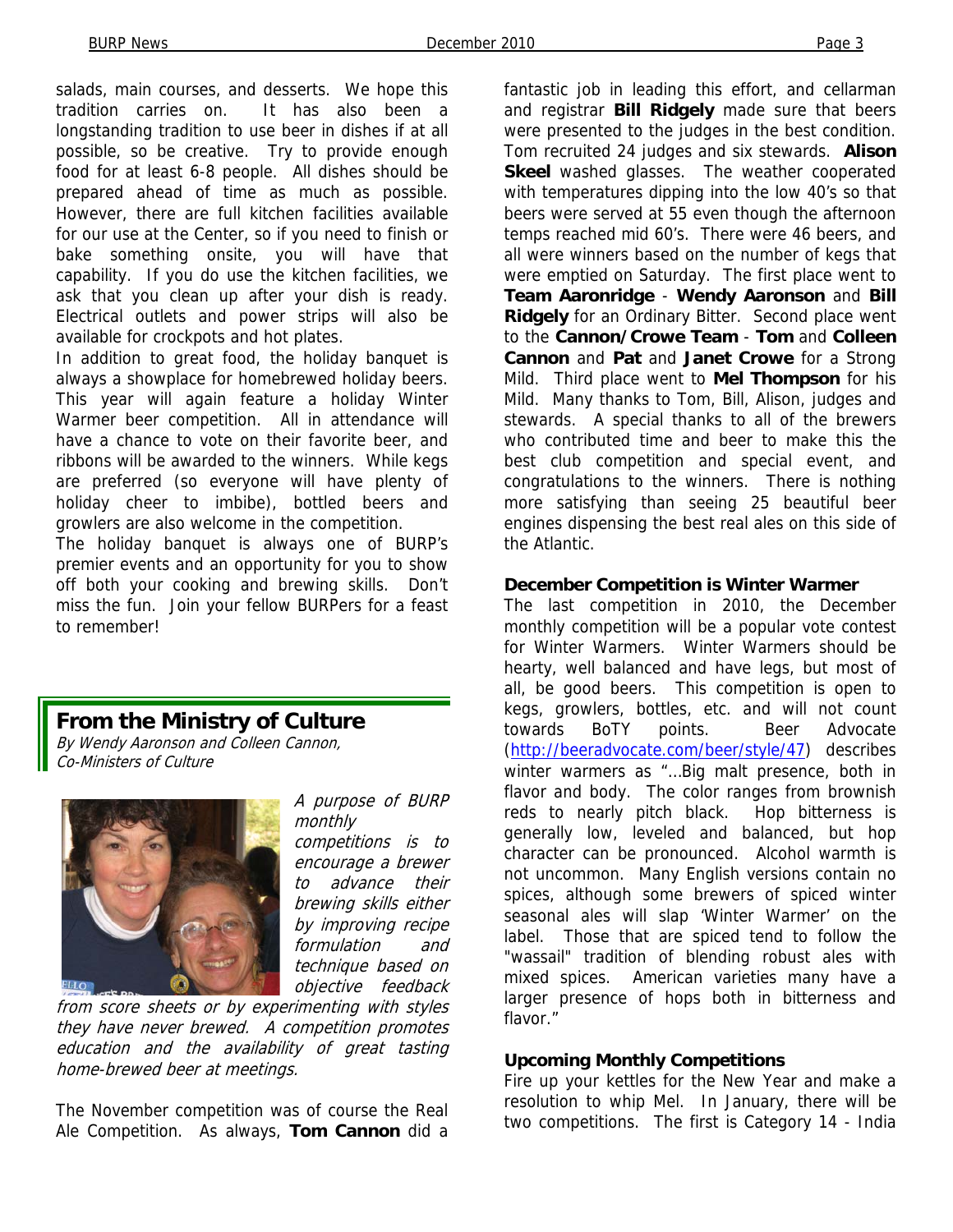salads, main courses, and desserts. We hope this tradition carries on. It has also been a longstanding tradition to use beer in dishes if at all possible, so be creative. Try to provide enough food for at least 6-8 people. All dishes should be prepared ahead of time as much as possible. However, there are full kitchen facilities available for our use at the Center, so if you need to finish or bake something onsite, you will have that capability. If you do use the kitchen facilities, we ask that you clean up after your dish is ready. Electrical outlets and power strips will also be available for crockpots and hot plates.

In addition to great food, the holiday banquet is always a showplace for homebrewed holiday beers. This year will again feature a holiday Winter Warmer beer competition. All in attendance will have a chance to vote on their favorite beer, and ribbons will be awarded to the winners. While kegs are preferred (so everyone will have plenty of holiday cheer to imbibe), bottled beers and growlers are also welcome in the competition.

The holiday banquet is always one of BURP's premier events and an opportunity for you to show off both your cooking and brewing skills. Don't miss the fun. Join your fellow BURPers for a feast to remember!

## From the Ministry of Culture

*By Wendy Aaronson and Colleen Cannon, Co-Ministers of Culture*

*A purpose of BURP monthly competitions is to encourage a brewer to advance their brewing skills either by improving recipe formulation and technique based on objective feedback from score sheets or by experimenting with styles they have never brewed. A competition promotes education and the availability of great tasting home-brewed beer at meetings.*

The November competition was of course the Real Ale Competition. As always, **Tom Cannon** did a fantastic job in leading this effort, and cellarman and registrar **Bill Ridgely** made sure that beers were presented to the judges in the best condition. Tom recruited 24 judges and six stewards. **Alison Skeel** washed glasses. The weather cooperated with temperatures dipping into the low 40's so that beers were served at 55 even though the afternoon temps reached mid 60's. There were 46 beers, and all were winners based on the number of kegs that were emptied on Saturday. The first place went to **Team Aaronridge** - **Wendy Aaronson** and **Bill Ridgely** for an Ordinary Bitter. Second place went to the **Cannon/Crowe Team** - **Tom** and **Colleen Cannon** and **Pat** and **Janet Crowe** for a Strong Mild. Third place went to **Mel Thompson** for his Mild. Many thanks to Tom, Bill, Alison, judges and stewards. A special thanks to all of the brewers who contributed time and beer to make this the best club competition and special event, and congratulations to the winners. There is nothing more satisfying than seeing 25 beautiful beer engines dispensing the best real ales on this side of the Atlantic.

### December Competition is Winter Warmer

The last competition in 2010, the December monthly competition will be a popular vote contest for Winter Warmers. Winter Warmers should be hearty, well balanced and have legs, but most of all, be good beers. This competition is open to kegs, growlers, bottles, etc. and will not count towards BoTY points. Beer Advocate (http://beeradvocate.com/beer/style/47) describes winter warmers as "…Big malt presence, both in flavor and body. The color ranges from brownish reds to nearly pitch black. Hop bitterness is generally low, leveled and balanced, but hop character can be pronounced. Alcohol warmth is not uncommon. Many English versions contain no spices, although some brewers of spiced winter seasonal ales will slap 'Winter Warmer' on the label. Those that are spiced tend to follow the "wassail" tradition of blending robust ales with mixed spices. American varieties many have a larger presence of hops both in bitterness and flavor."

### Upcoming Monthly Competitions

Fire up your kettles for the New Year and make a resolution to whip Mel. In January, there will be two competitions. The first is Category 14 - India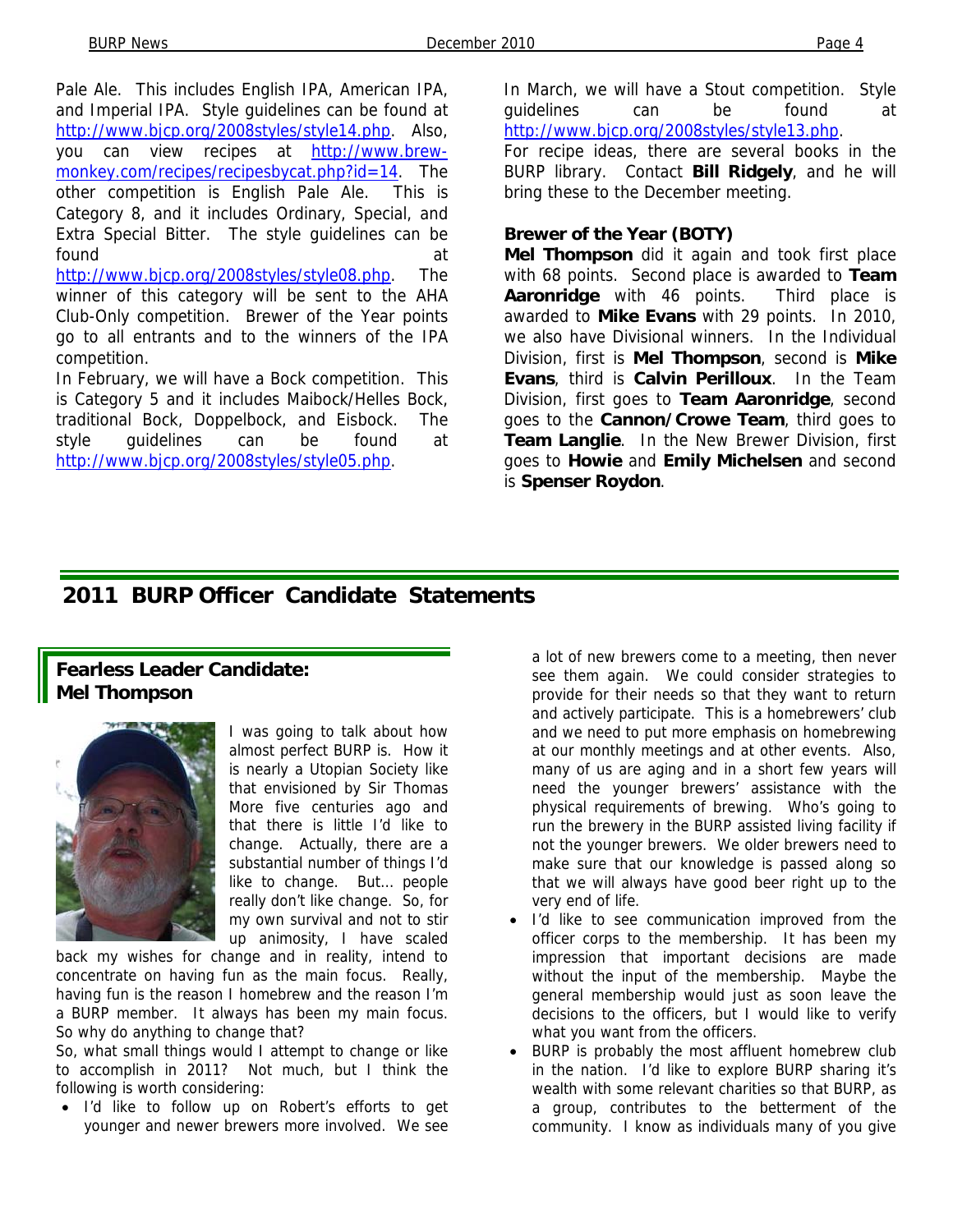Pale Ale. This includes English IPA, American IPA, and Imperial IPA. Style guidelines can be found at http://www.bjcp.org/2008styles/style14.php. Also, you can view recipes at http://www.brew-monkey.com/recipes/recipesbycat.php?id=14. The other competition is English Pale Ale. This is Category 8, and it includes Ordinary, Special, and Extra Special Bitter. The style guidelines can be found at http://www.bjcp.org/2008styles/style08.php. The winner of this category will be sent to the AHA Club-Only competition. Brewer of the Year points go to all entrants and to the winners of the IPA competition.

In February, we will have a Bock competition. This is Category 5 and it includes Maibock/Helles Bock, traditional Bock, Doppelbock, and Eisbock. The style guidelines can be found at http://www.bjcp.org/2008styles/style05.php.

In March, we will have a Stout competition. Style guidelines can be found at http://www.bjcp.org/2008styles/style13.php.

For recipe ideas, there are several books in the BURP library. Contact **Bill Ridgely**, and he will bring these to the December meeting.

**Brewer of the Year (BOTY)**

**Mel Thompson** did it again and took first place with 68 points. Second place is awarded to **Team Aaronridge** with 46 points. Third place is awarded to **Mike Evans** with 29 points. In 2010, we also have Divisional winners. In the Individual Division, first is **Mel Thompson**, second is **Mike Evans**, third is **Calvin Perilloux**. In the Team Division, first goes to **Team Aaronridge**, second goes to the **Cannon/Crowe Team**, third goes to **Team Langlie**. In the New Brewer Division, first goes to **Howie** and **Emily Michelsen** and second is **Spenser Roydon**.

# 2011 BURP Officer Candidate Statements

## Fearless Leader Candidate: Mel Thompson

I was going to talk about how almost perfect BURP is. How it is nearly a Utopian Society like that envisioned by Sir Thomas More five centuries ago and that there is little I'd like to change. Actually, there are a substantial number of things I'd like to change. But… people really don't like change. So, for my own survival and not to stir up animosity, I have scaled back my wishes for change and in reality, intend to concentrate on having fun as the main focus. Really, having fun is the reason I homebrew and the reason I'm a BURP member. It always has been my main focus. So why do anything to change that?

So, what small things would I attempt to change or like to accomplish in 2011? Not much, but I think the following is worth considering:

- I'd like to follow up on Robert's efforts to get younger and newer brewers more involved. We see a lot of new brewers come to a meeting, then never see them again. We could consider strategies to provide for their needs so that they want to return and actively participate. This is a homebrewers' club and we need to put more emphasis on homebrewing at our monthly meetings and at other events. Also, many of us are aging and in a short few years will need the younger brewers' assistance with the physical requirements of brewing. Who's going to run the brewery in the BURP assisted living facility if not the younger brewers. We older brewers need to make sure that our knowledge is passed along so that we will always have good beer right up to the very end of life.
- I'd like to see communication improved from the officer corps to the membership. It has been my impression that important decisions are made without the input of the membership. Maybe the general membership would just as soon leave the decisions to the officers, but I would like to verify what you want from the officers.
- BURP is probably the most affluent homebrew club in the nation. I'd like to explore BURP sharing it's wealth with some relevant charities so that BURP, as a group, contributes to the betterment of the community. I know as individuals many of you give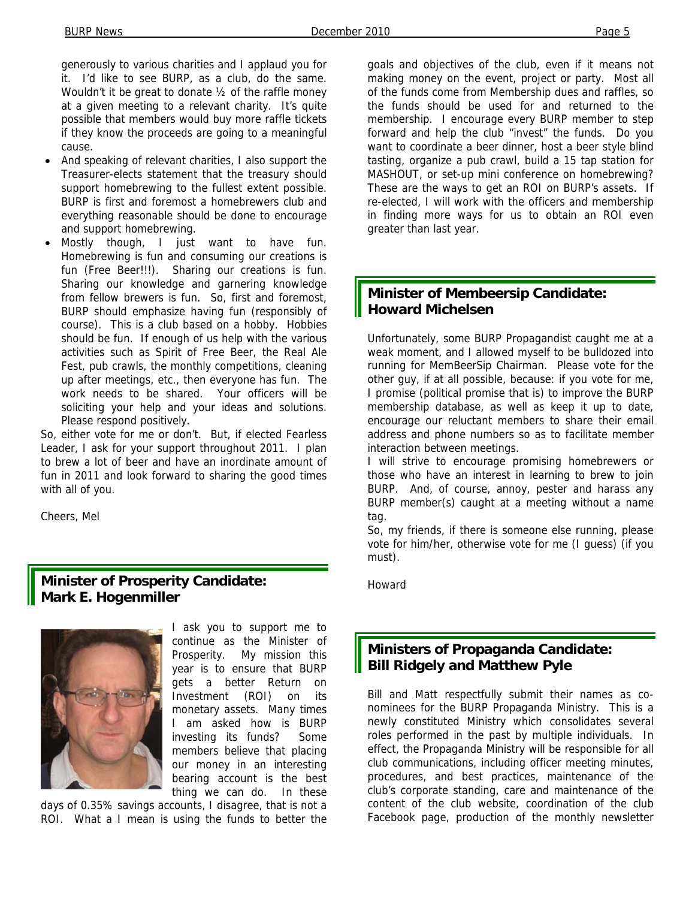generously to various charities and I applaud you for it. I'd like to see BURP, as a club, do the same. Wouldn't it be great to donate ½ of the raffle money at a given meeting to a relevant charity. It's quite possible that members would buy more raffle tickets if they know the proceeds are going to a meaningful cause.

- And speaking of relevant charities, I also support the Treasurer-elects statement that the treasury should support homebrewing to the fullest extent possible. BURP is first and foremost a homebrewers club and everything reasonable should be done to encourage and support homebrewing.
- Mostly though, I just want to have fun. Homebrewing is fun and consuming our creations is fun (Free Beer!!!). Sharing our creations is fun. Sharing our knowledge and garnering knowledge from fellow brewers is fun. So, first and foremost, BURP should emphasize having fun (responsibly of course). This is a club based on a hobby. Hobbies should be fun. If enough of us help with the various activities such as Spirit of Free Beer, the Real Ale Fest, pub crawls, the monthly competitions, cleaning up after meetings, etc., then everyone has fun. The work needs to be shared. Your officers will be soliciting your help and your ideas and solutions. Please respond positively.

So, either vote for me or don't. But, if elected Fearless Leader, I ask for your support throughout 2011. I plan to brew a lot of beer and have an inordinate amount of fun in 2011 and look forward to sharing the good times with all of you.

Cheers, Mel

## Minister of Prosperity Candidate: Mark E. Hogenmiller

I ask you to support me to continue as the Minister of Prosperity. My mission this year is to ensure that BURP gets a better Return on Investment (ROI) on its monetary assets. Many times I am asked how is BURP investing its funds? Some members believe that placing our money in an interesting bearing account is the best thing we can do. In these days of 0.35% savings accounts, I disagree, that is not a ROI. What a I mean is using the funds to better the goals and objectives of the club, even if it means not making money on the event, project or party. Most all of the funds come from Membership dues and raffles, so the funds should be used for and returned to the membership. I encourage every BURP member to step forward and help the club "invest" the funds. Do you want to coordinate a beer dinner, host a beer style blind tasting, organize a pub crawl, build a 15 tap station for MASHOUT, or set-up mini conference on homebrewing? These are the ways to get an ROI on BURP's assets. If re-elected, I will work with the officers and membership in finding more ways for us to obtain an ROI even greater than last year.

## Minister of Membeersip Candidate: Howard Michelsen

Unfortunately, some BURP Propagandist caught me at a weak moment, and I allowed myself to be bulldozed into running for MemBeerSip Chairman. Please vote for the other guy, if at all possible, because: if you vote for me, I promise (political promise that is) to improve the BURP membership database, as well as keep it up to date, encourage our reluctant members to share their email address and phone numbers so as to facilitate member interaction between meetings.

I will strive to encourage promising homebrewers or those who have an interest in learning to brew to join BURP. And, of course, annoy, pester and harass any BURP member(s) caught at a meeting without a name tag.

So, my friends, if there is someone else running, please vote for him/her, otherwise vote for me (I guess) (if you must).

Howard

## Ministers of Propaganda Candidate: Bill Ridgely and Matthew Pyle

Bill and Matt respectfully submit their names as co-nominees for the BURP Propaganda Ministry. This is a newly constituted Ministry which consolidates several roles performed in the past by multiple individuals. In effect, the Propaganda Ministry will be responsible for all club communications, including officer meeting minutes, procedures, and best practices, maintenance of the club's corporate standing, care and maintenance of the content of the club website, coordination of the club Facebook page, production of the monthly newsletter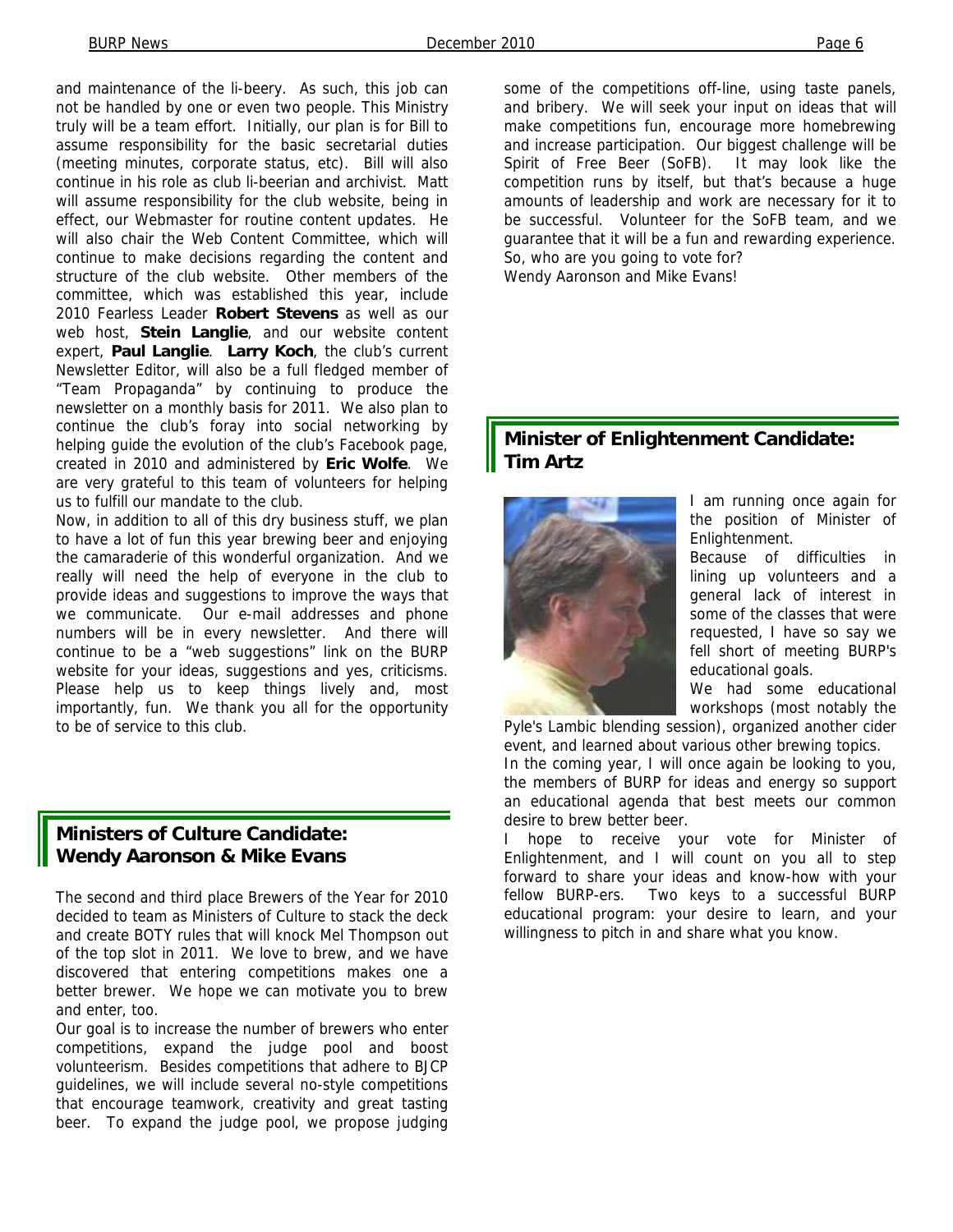and maintenance of the li-beery. As such, this job can not be handled by one or even two people. This Ministry truly will be a team effort. Initially, our plan is for Bill to assume responsibility for the basic secretarial duties (meeting minutes, corporate status, etc). Bill will also continue in his role as club li-beerian and archivist. Matt will assume responsibility for the club website, being in effect, our Webmaster for routine content updates. He will also chair the Web Content Committee, which will continue to make decisions regarding the content and structure of the club website. Other members of the committee, which was established this year, include 2010 Fearless Leader **Robert Stevens** as well as our web host, **Stein Langlie**, and our website content expert, **Paul Langlie**. **Larry Koch**, the club's current Newsletter Editor, will also be a full fledged member of "Team Propaganda" by continuing to produce the newsletter on a monthly basis for 2011. We also plan to continue the club's foray into social networking by helping guide the evolution of the club's Facebook page, created in 2010 and administered by **Eric Wolfe**. We are very grateful to this team of volunteers for helping us to fulfill our mandate to the club.

Now, in addition to all of this dry business stuff, we plan to have a lot of fun this year brewing beer and enjoying the camaraderie of this wonderful organization. And we really will need the help of everyone in the club to provide ideas and suggestions to improve the ways that we communicate. Our e-mail addresses and phone numbers will be in every newsletter. And there will continue to be a "web suggestions" link on the BURP website for your ideas, suggestions and yes, criticisms. Please help us to keep things lively and, most importantly, fun. We thank you all for the opportunity to be of service to this club.

## Ministers of Culture Candidate: Wendy Aaronson & Mike Evans

The second and third place Brewers of the Year for 2010 decided to team as Ministers of Culture to stack the deck and create BOTY rules that will knock Mel Thompson out of the top slot in 2011. We love to brew, and we have discovered that entering competitions makes one a better brewer. We hope we can motivate you to brew and enter, too.

Our goal is to increase the number of brewers who enter competitions, expand the judge pool and boost volunteerism. Besides competitions that adhere to BJCP guidelines, we will include several no-style competitions that encourage teamwork, creativity and great tasting beer. To expand the judge pool, we propose judging some of the competitions off-line, using taste panels, and bribery. We will seek your input on ideas that will make competitions fun, encourage more homebrewing and increase participation. Our biggest challenge will be Spirit of Free Beer (SoFB). It may look like the competition runs by itself, but that's because a huge amounts of leadership and work are necessary for it to be successful. Volunteer for the SoFB team, and we guarantee that it will be a fun and rewarding experience. So, who are you going to vote for?

Wendy Aaronson and Mike Evans!

## Minister of Enlightenment Candidate: Tim Artz

I am running once again for the position of Minister of Enlightenment.

Because of difficulties in lining up volunteers and a general lack of interest in some of the classes that were requested, I have so say we fell short of meeting BURP's educational goals.

We had some educational workshops (most notably the Pyle's Lambic blending session), organized another cider event, and learned about various other brewing topics.

In the coming year, I will once again be looking to you, the members of BURP for ideas and energy so support an educational agenda that best meets our common desire to brew better beer.

I hope to receive your vote for Minister of Enlightenment, and I will count on you all to step forward to share your ideas and know-how with your fellow BURP-ers. Two keys to a successful BURP educational program: your desire to learn, and your willingness to pitch in and share what you know.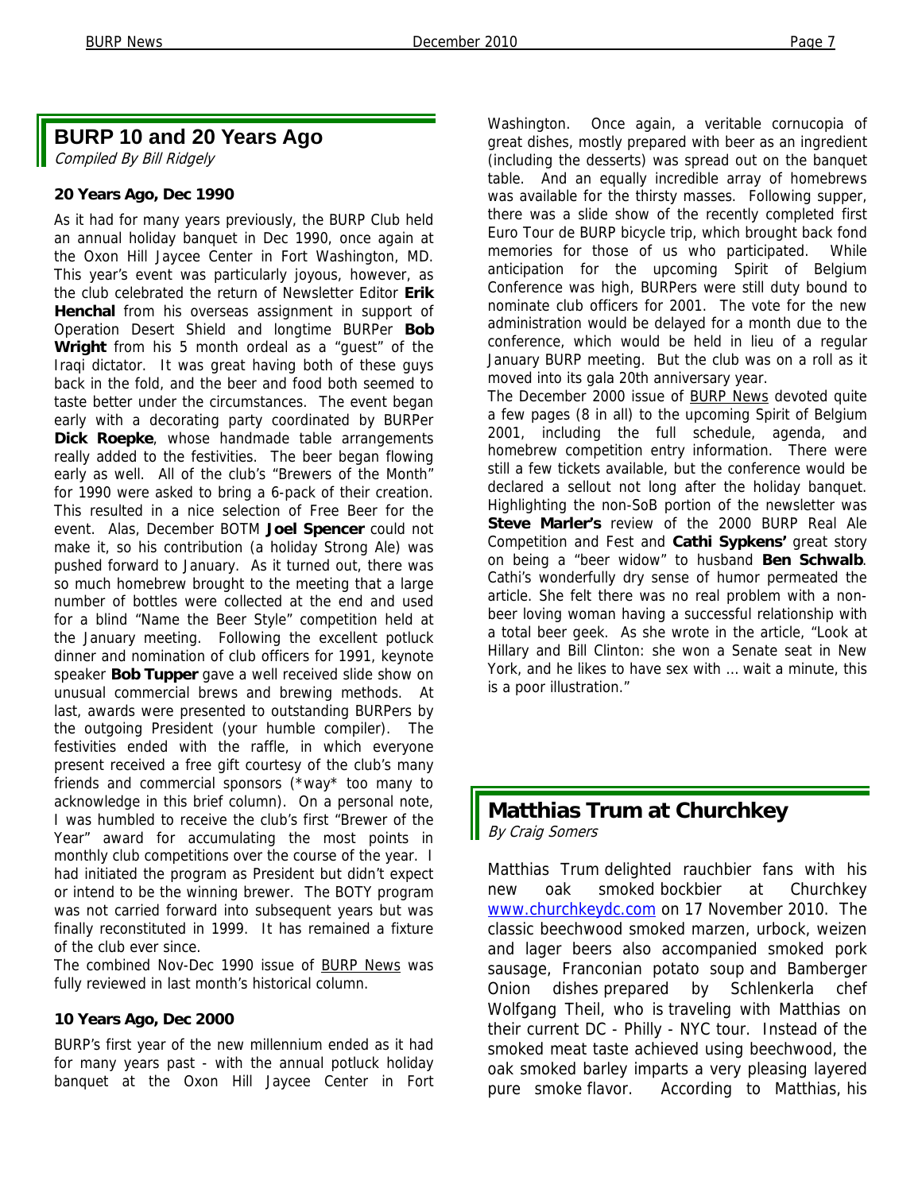## BURP 10 and 20 Years Ago

*Compiled By Bill Ridgely*

### 20 Years Ago, Dec 1990

As it had for many years previously, the BURP Club held an annual holiday banquet in Dec 1990, once again at the Oxon Hill Jaycee Center in Fort Washington, MD. This year's event was particularly joyous, however, as the club celebrated the return of Newsletter Editor **Erik Henchal** from his overseas assignment in support of Operation Desert Shield and longtime BURPer **Bob Wright** from his 5 month ordeal as a "guest" of the Iraqi dictator. It was great having both of these guys back in the fold, and the beer and food both seemed to taste better under the circumstances. The event began early with a decorating party coordinated by BURPer **Dick Roepke**, whose handmade table arrangements really added to the festivities. The beer began flowing early as well. All of the club's "Brewers of the Month" for 1990 were asked to bring a 6-pack of their creation. This resulted in a nice selection of Free Beer for the event. Alas, December BOTM **Joel Spencer** could not make it, so his contribution (a holiday Strong Ale) was pushed forward to January. As it turned out, there was so much homebrew brought to the meeting that a large number of bottles were collected at the end and used for a blind "Name the Beer Style" competition held at the January meeting. Following the excellent potluck dinner and nomination of club officers for 1991, keynote speaker **Bob Tupper** gave a well received slide show on unusual commercial brews and brewing methods. At last, awards were presented to outstanding BURPers by the outgoing President (your humble compiler). The festivities ended with the raffle, in which everyone present received a free gift courtesy of the club's many friends and commercial sponsors (*way* too many to acknowledge in this brief column). On a personal note, I was humbled to receive the club's first "Brewer of the Year" award for accumulating the most points in monthly club competitions over the course of the year. I had initiated the program as President but didn't expect or intend to be the winning brewer. The BOTY program was not carried forward into subsequent years but was finally reconstituted in 1999. It has remained a fixture of the club ever since.

The combined Nov-Dec 1990 issue of BURP News was fully reviewed in last month's historical column.

### 10 Years Ago, Dec 2000

BURP's first year of the new millennium ended as it had for many years past - with the annual potluck holiday banquet at the Oxon Hill Jaycee Center in Fort Washington. Once again, a veritable cornucopia of great dishes, mostly prepared with beer as an ingredient (including the desserts) was spread out on the banquet table. And an equally incredible array of homebrews was available for the thirsty masses. Following supper, there was a slide show of the recently completed first Euro Tour de BURP bicycle trip, which brought back fond memories for those of us who participated. While anticipation for the upcoming Spirit of Belgium Conference was high, BURPers were still duty bound to nominate club officers for 2001. The vote for the new administration would be delayed for a month due to the conference, which would be held in lieu of a regular January BURP meeting. But the club was on a roll as it moved into its gala 20th anniversary year.

The December 2000 issue of BURP News devoted quite a few pages (8 in all) to the upcoming Spirit of Belgium 2001, including the full schedule, agenda, and homebrew competition entry information. There were still a few tickets available, but the conference would be declared a sellout not long after the holiday banquet. Highlighting the non-SoB portion of the newsletter was **Steve Marler's** review of the 2000 BURP Real Ale Competition and Fest and **Cathi Sypkens'** great story on being a "beer widow" to husband **Ben Schwalb**. Cathi's wonderfully dry sense of humor permeated the article. She felt there was no real problem with a non-beer loving woman having a successful relationship with a total beer geek. As she wrote in the article, "Look at Hillary and Bill Clinton: she won a Senate seat in New York, and he likes to have sex with … wait a minute, this is a poor illustration."

## Matthias Trum at Churchkey

*By Craig Somers*

Matthias Trum delighted rauchbier fans with his new oak smoked bockbier at Churchkey www.churchkeydc.com on 17 November 2010. The classic beechwood smoked marzen, urbock, weizen and lager beers also accompanied smoked pork sausage, Franconian potato soup and Bamberger Onion dishes prepared by Schlenkerla chef Wolfgang Theil, who is traveling with Matthias on their current DC - Philly - NYC tour. Instead of the smoked meat taste achieved using beechwood, the oak smoked barley imparts a very pleasing layered pure smoke flavor. According to Matthias, his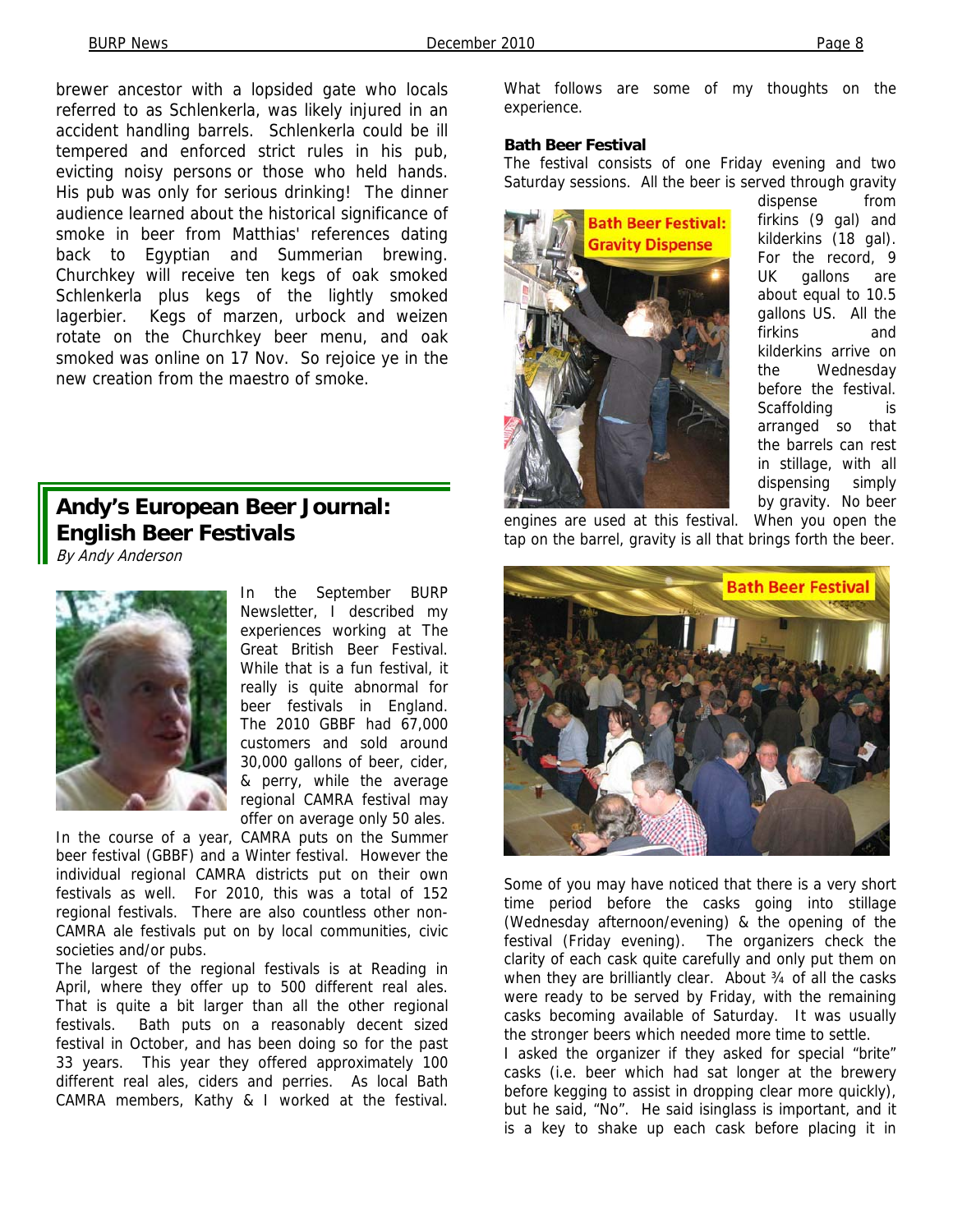brewer ancestor with a lopsided gate who locals referred to as Schlenkerla, was likely injured in an accident handling barrels. Schlenkerla could be ill tempered and enforced strict rules in his pub, evicting noisy persons or those who held hands. His pub was only for serious drinking! The dinner audience learned about the historical significance of smoke in beer from Matthias' references dating back to Egyptian and Summerian brewing. Churchkey will receive ten kegs of oak smoked Schlenkerla plus kegs of the lightly smoked lagerbier. Kegs of marzen, urbock and weizen rotate on the Churchkey beer menu, and oak smoked was online on 17 Nov. So rejoice ye in the new creation from the maestro of smoke.

## Andy's European Beer Journal: English Beer Festivals

*By Andy Anderson*

In the September BURP Newsletter, I described my experiences working at The Great British Beer Festival. While that is a fun festival, it really is quite abnormal for beer festivals in England. The 2010 GBBF had 67,000 customers and sold around 30,000 gallons of beer, cider, & perry, while the average regional CAMRA festival may offer on average only 50 ales.

In the course of a year, CAMRA puts on the Summer beer festival (GBBF) and a Winter festival. However the individual regional CAMRA districts put on their own festivals as well. For 2010, this was a total of 152 regional festivals. There are also countless other non-CAMRA ale festivals put on by local communities, civic societies and/or pubs.

The largest of the regional festivals is at Reading in April, where they offer up to 500 different real ales. That is quite a bit larger than all the other regional festivals. Bath puts on a reasonably decent sized festival in October, and has been doing so for the past 33 years. This year they offered approximately 100 different real ales, ciders and perries. As local Bath CAMRA members, Kathy & I worked at the festival. What follows are some of my thoughts on the experience.

**Bath Beer Festival**

The festival consists of one Friday evening and two Saturday sessions. All the beer is served through gravity dispense from firkins (9 gal) and kilderkins (18 gal). For the record, 9 UK gallons are about equal to 10.5 gallons US. All the firkins and kilderkins arrive on the Wednesday before the festival. Scaffolding is arranged so that the barrels can rest in stillage, with all dispensing simply by gravity. No beer engines are used at this festival. When you open the tap on the barrel, gravity is all that brings forth the beer.

Bath Beer Festival: Gravity Dispense

Bath Beer Festival

Some of you may have noticed that there is a very short time period before the casks going into stillage (Wednesday afternoon/evening) & the opening of the festival (Friday evening). The organizers check the clarity of each cask quite carefully and only put them on when they are brilliantly clear. About ¾ of all the casks were ready to be served by Friday, with the remaining casks becoming available of Saturday. It was usually the stronger beers which needed more time to settle.

I asked the organizer if they asked for special "brite" casks (i.e. beer which had sat longer at the brewery before kegging to assist in dropping clear more quickly), but he said, "No". He said isinglass is important, and it is a key to shake up each cask before placing it in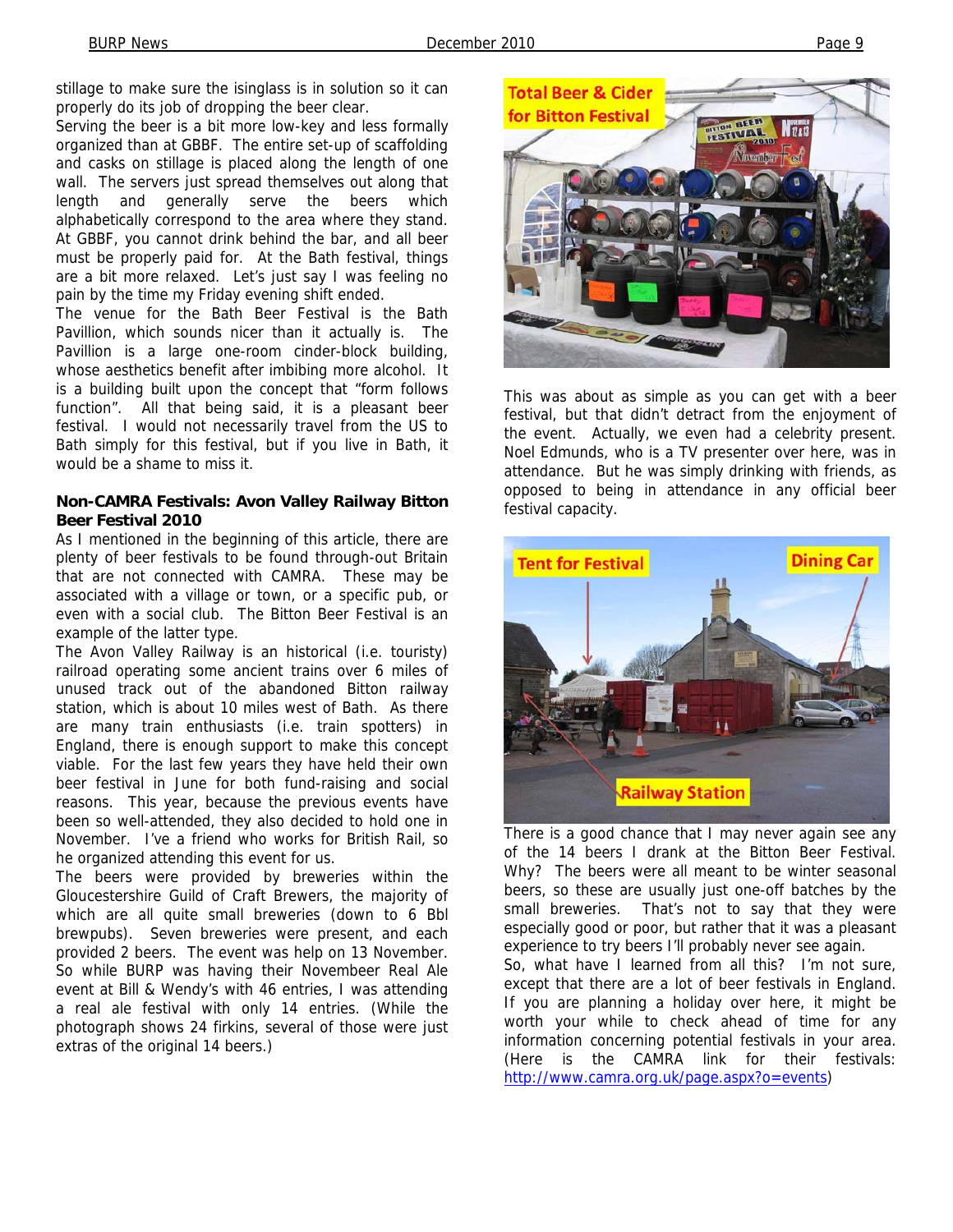stillage to make sure the isinglass is in solution so it can properly do its job of dropping the beer clear.

Serving the beer is a bit more low-key and less formally organized than at GBBF. The entire set-up of scaffolding and casks on stillage is placed along the length of one wall. The servers just spread themselves out along that length and generally serve the beers which alphabetically correspond to the area where they stand. At GBBF, you cannot drink behind the bar, and all beer must be properly paid for. At the Bath festival, things are a bit more relaxed. Let's just say I was feeling no pain by the time my Friday evening shift ended.

The venue for the Bath Beer Festival is the Bath Pavillion, which sounds nicer than it actually is. The Pavillion is a large one-room cinder-block building, whose aesthetics benefit after imbibing more alcohol. It is a building built upon the concept that "form follows function". All that being said, it is a pleasant beer festival. I would not necessarily travel from the US to Bath simply for this festival, but if you live in Bath, it would be a shame to miss it.

**Non-CAMRA Festivals: Avon Valley Railway Bitton Beer Festival 2010**

As I mentioned in the beginning of this article, there are plenty of beer festivals to be found through-out Britain that are not connected with CAMRA. These may be associated with a village or town, or a specific pub, or even with a social club. The Bitton Beer Festival is an example of the latter type.

The Avon Valley Railway is an historical (i.e. touristy) railroad operating some ancient trains over 6 miles of unused track out of the abandoned Bitton railway station, which is about 10 miles west of Bath. As there are many train enthusiasts (i.e. train spotters) in England, there is enough support to make this concept viable. For the last few years they have held their own beer festival in June for both fund-raising and social reasons. This year, because the previous events have been so well-attended, they also decided to hold one in November. I've a friend who works for British Rail, so he organized attending this event for us.

The beers were provided by breweries within the Gloucestershire Guild of Craft Brewers, the majority of which are all quite small breweries (down to 6 Bbl brewpubs). Seven breweries were present, and each provided 2 beers. The event was help on 13 November. So while BURP was having their Novembeer Real Ale event at Bill & Wendy's with 46 entries, I was attending a real ale festival with only 14 entries. (While the photograph shows 24 firkins, several of those were just extras of the original 14 beers.)

Total Beer & Cider for Bitton Festival

This was about as simple as you can get with a beer festival, but that didn't detract from the enjoyment of the event. Actually, we even had a celebrity present. Noel Edmunds, who is a TV presenter over here, was in attendance. But he was simply drinking with friends, as opposed to being in attendance in any official beer festival capacity.

Tent for Festival | Dining Car | Railway Station

There is a good chance that I may never again see any of the 14 beers I drank at the Bitton Beer Festival. Why? The beers were all meant to be winter seasonal beers, so these are usually just one-off batches by the small breweries. That's not to say that they were especially good or poor, but rather that it was a pleasant experience to try beers I'll probably never see again.

So, what have I learned from all this? I'm not sure, except that there are a lot of beer festivals in England. If you are planning a holiday over here, it might be worth your while to check ahead of time for any information concerning potential festivals in your area. (Here is the CAMRA link for their festivals: http://www.camra.org.uk/page.aspx?o=events)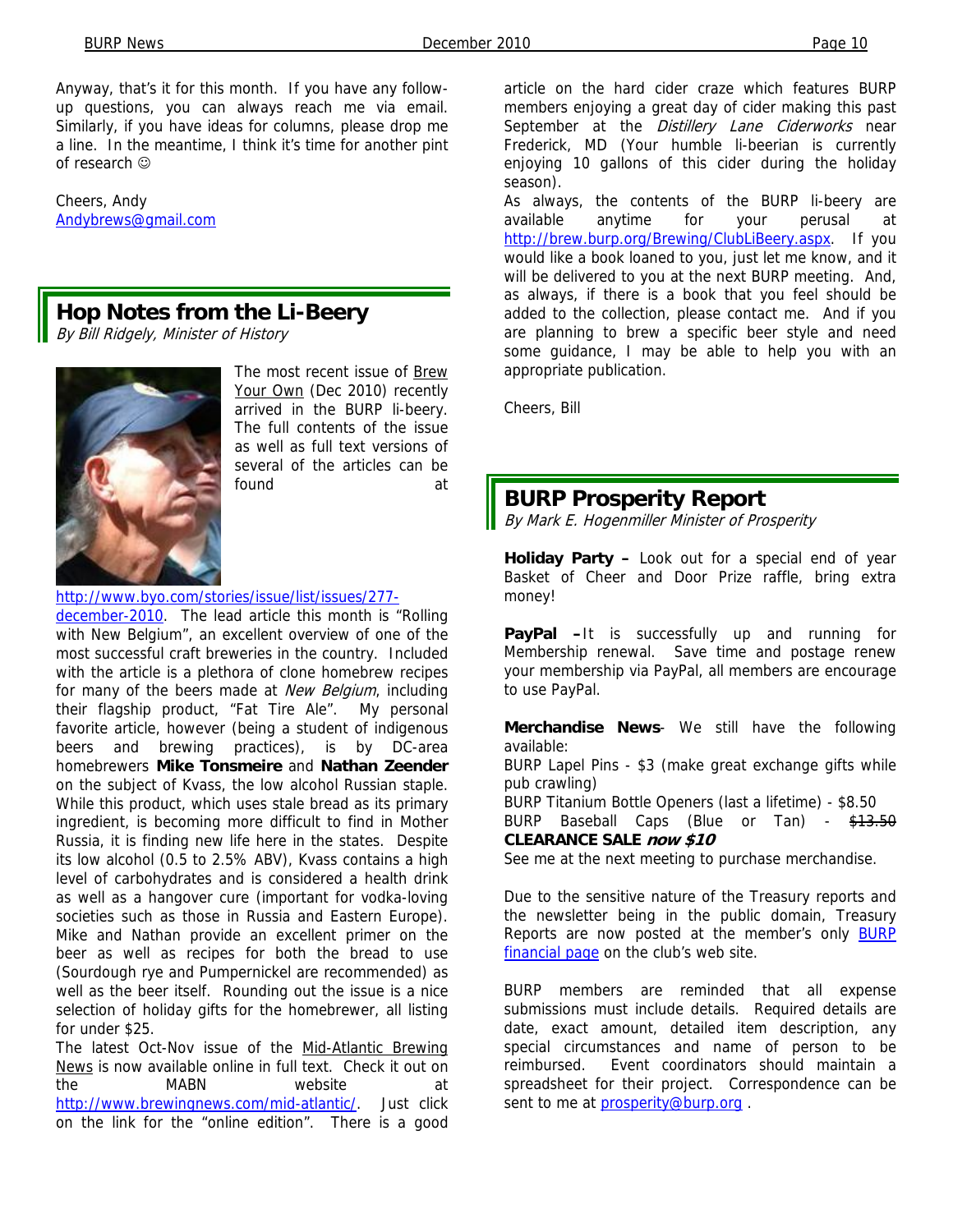Anyway, that's it for this month. If you have any follow-up questions, you can always reach me via email. Similarly, if you have ideas for columns, please drop me a line. In the meantime, I think it's time for another pint of research ☺

Cheers, Andy
Andybrews@gmail.com

## Hop Notes from the Li-Beery

*By Bill Ridgely, Minister of History*

The most recent issue of Brew Your Own (Dec 2010) recently arrived in the BURP li-beery. The full contents of the issue as well as full text versions of several of the articles can be found at http://www.byo.com/stories/issue/list/issues/277-december-2010. The lead article this month is "Rolling with New Belgium", an excellent overview of one of the most successful craft breweries in the country. Included with the article is a plethora of clone homebrew recipes for many of the beers made at *New Belgium*, including their flagship product, "Fat Tire Ale". My personal favorite article, however (being a student of indigenous beers and brewing practices), is by DC-area homebrewers **Mike Tonsmeire** and **Nathan Zeender** on the subject of Kvass, the low alcohol Russian staple. While this product, which uses stale bread as its primary ingredient, is becoming more difficult to find in Mother Russia, it is finding new life here in the states. Despite its low alcohol (0.5 to 2.5% ABV), Kvass contains a high level of carbohydrates and is considered a health drink as well as a hangover cure (important for vodka-loving societies such as those in Russia and Eastern Europe). Mike and Nathan provide an excellent primer on the beer as well as recipes for both the bread to use (Sourdough rye and Pumpernickel are recommended) as well as the beer itself. Rounding out the issue is a nice selection of holiday gifts for the homebrewer, all listing for under $25.

The latest Oct-Nov issue of the Mid-Atlantic Brewing News is now available online in full text. Check it out on the MABN website at http://www.brewingnews.com/mid-atlantic/. Just click on the link for the "online edition". There is a good article on the hard cider craze which features BURP members enjoying a great day of cider making this past September at the *Distillery Lane Ciderworks* near Frederick, MD (Your humble li-beerian is currently enjoying 10 gallons of this cider during the holiday season).

As always, the contents of the BURP li-beery are available anytime for your perusal at http://brew.burp.org/Brewing/ClubLiBeery.aspx. If you would like a book loaned to you, just let me know, and it will be delivered to you at the next BURP meeting. And, as always, if there is a book that you feel should be added to the collection, please contact me. And if you are planning to brew a specific beer style and need some guidance, I may be able to help you with an appropriate publication.

Cheers, Bill

## BURP Prosperity Report

*By Mark E. Hogenmiller Minister of Prosperity*

**Holiday Party –** Look out for a special end of year Basket of Cheer and Door Prize raffle, bring extra money!

**PayPal –**It is successfully up and running for Membership renewal. Save time and postage renew your membership via PayPal, all members are encourage to use PayPal.

**Merchandise News**- We still have the following available:

BURP Lapel Pins - $3 (make great exchange gifts while pub crawling)

BURP Titanium Bottle Openers (last a lifetime) - $8.50

BURP Baseball Caps (Blue or Tan) - ~~$13.50~~ **CLEARANCE SALE *now $10***

See me at the next meeting to purchase merchandise.

Due to the sensitive nature of the Treasury reports and the newsletter being in the public domain, Treasury Reports are now posted at the member's only BURP financial page on the club's web site.

BURP members are reminded that all expense submissions must include details. Required details are date, exact amount, detailed item description, any special circumstances and name of person to be reimbursed. Event coordinators should maintain a spreadsheet for their project. Correspondence can be sent to me at prosperity@burp.org .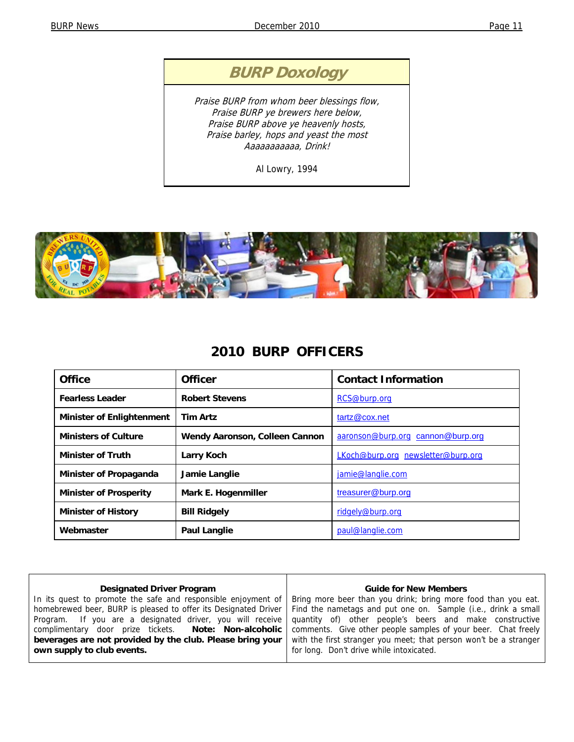## BURP Doxology

*Praise BURP from whom beer blessings flow,*
*Praise BURP ye brewers here below,*
*Praise BURP above ye heavenly hosts,*
*Praise barley, hops and yeast the most*
*Aaaaaaaaaaa, Drink!*

Al Lowry, 1994

## 2010 BURP OFFICERS

| Office | Officer | Contact Information |
|---|---|---|
| **Fearless Leader** | **Robert Stevens** | RCS@burp.org |
| **Minister of Enlightenment** | **Tim Artz** | tartz@cox.net |
| **Ministers of Culture** | **Wendy Aaronson, Colleen Cannon** | aaronson@burp.org cannon@burp.org |
| **Minister of Truth** | **Larry Koch** | LKoch@burp.org newsletter@burp.org |
| **Minister of Propaganda** | **Jamie Langlie** | jamie@langlie.com |
| **Minister of Prosperity** | **Mark E. Hogenmiller** | treasurer@burp.org |
| **Minister of History** | **Bill Ridgely** | ridgely@burp.org |
| **Webmaster** | **Paul Langlie** | paul@langlie.com |

**Designated Driver Program**

In its quest to promote the safe and responsible enjoyment of homebrewed beer, BURP is pleased to offer its Designated Driver Program. If you are a designated driver, you will receive complimentary door prize tickets. **Note: Non-alcoholic beverages are not provided by the club. Please bring your own supply to club events.**

**Guide for New Members**

Bring more beer than you drink; bring more food than you eat. Find the nametags and put one on. Sample (i.e., drink a small quantity of) other people's beers and make constructive comments. Give other people samples of your beer. Chat freely with the first stranger you meet; that person won't be a stranger for long. Don't drive while intoxicated.